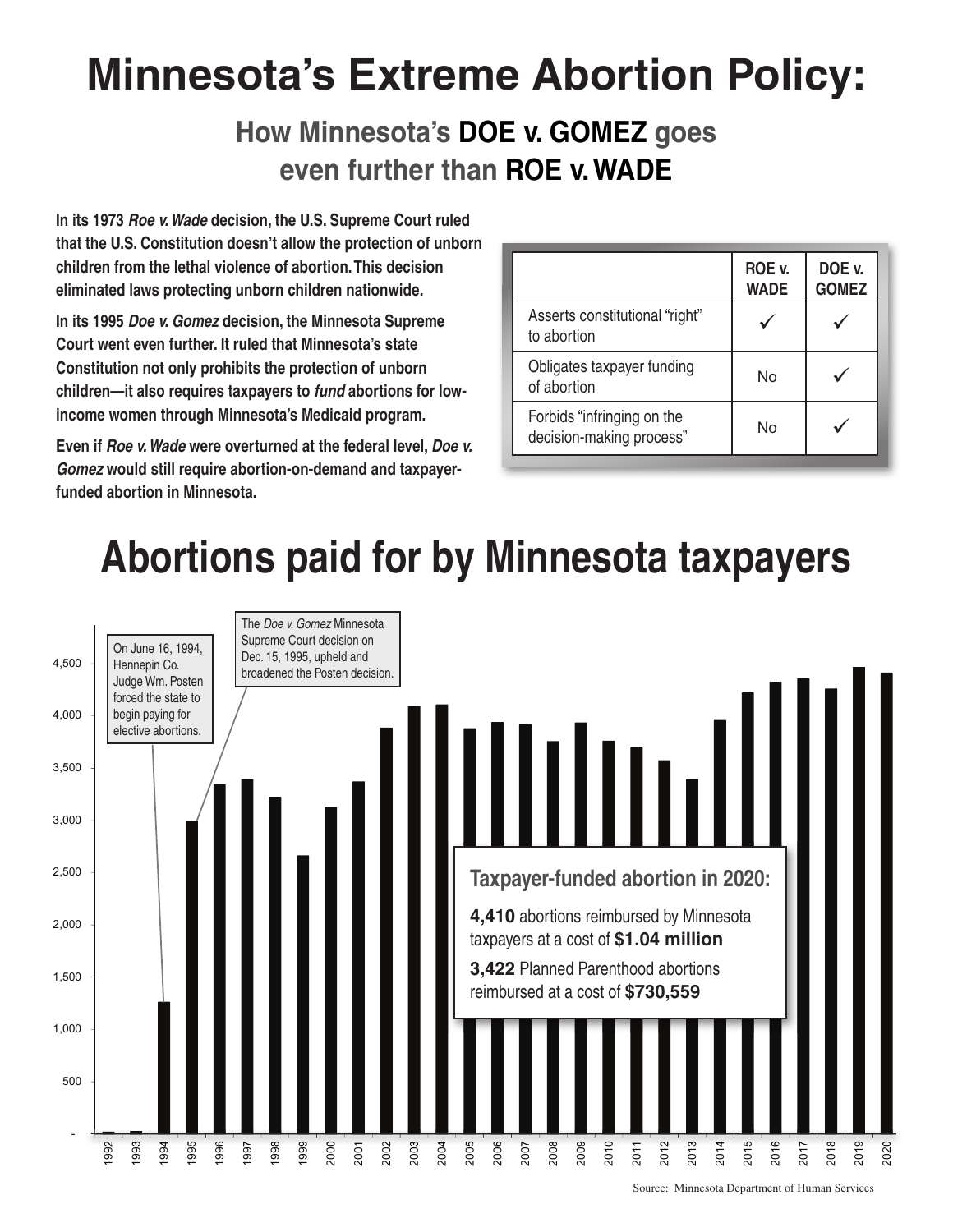# Minnesota's Extreme Abortion Policy:

## How Minnesota's DOE v. GOMEZ goes even further than ROE v. WADE

**In its 1973 *Roe v. Wade* decision, the U.S. Supreme Court ruled that the U.S. Constitution doesn't allow the protection of unborn children from the lethal violence of abortion. This decision eliminated laws protecting unborn children nationwide.**

**In its 1995 *Doe v. Gomez* decision, the Minnesota Supreme Court went even further. It ruled that Minnesota's state Constitution not only prohibits the protection of unborn children—it also requires taxpayers to *fund* abortions for low-income women through Minnesota's Medicaid program.**

**Even if *Roe v. Wade* were overturned at the federal level, *Doe v. Gomez* would still require abortion-on-demand and taxpayer-funded abortion in Minnesota.**

| | ROE v. WADE | DOE v. GOMEZ |
|---|---|---|
| Asserts constitutional "right" to abortion | ✓ | ✓ |
| Obligates taxpayer funding of abortion | No | ✓ |
| Forbids "infringing on the decision-making process" | No | ✓ |

# Abortions paid for by Minnesota taxpayers

On June 16, 1994, Hennepin Co. Judge Wm. Posten forced the state to begin paying for elective abortions.

The *Doe v. Gomez* Minnesota Supreme Court decision on Dec. 15, 1995, upheld and broadened the Posten decision.

**Taxpayer-funded abortion in 2020:**

**4,410** abortions reimbursed by Minnesota taxpayers at a cost of **$1.04 million**

**3,422** Planned Parenthood abortions reimbursed at a cost of **$730,559**

Source: Minnesota Department of Human Services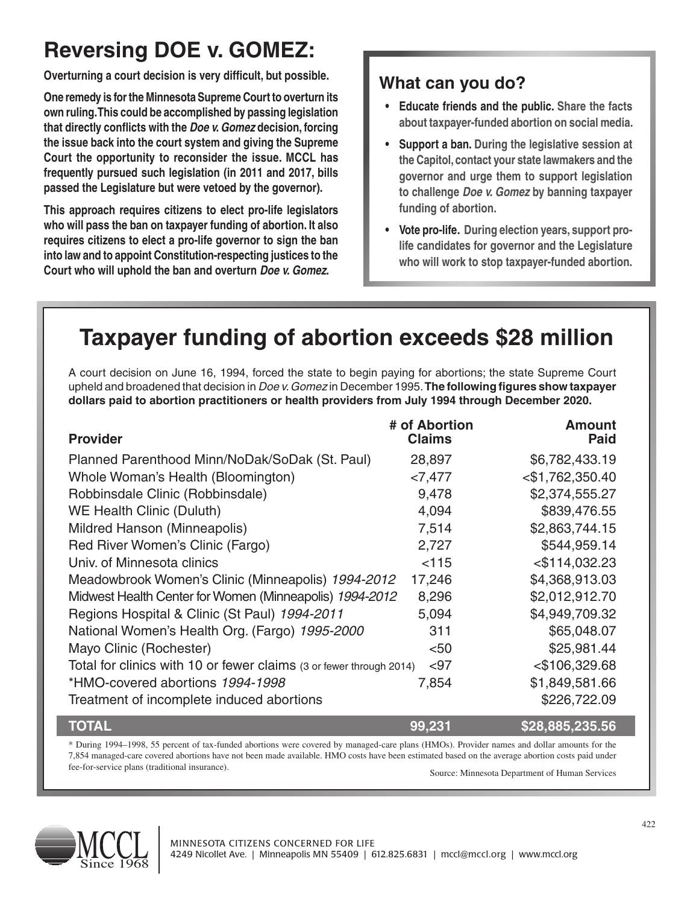# Reversing DOE v. GOMEZ:

**Overturning a court decision is very difficult, but possible.**

**One remedy is for the Minnesota Supreme Court to overturn its own ruling. This could be accomplished by passing legislation that directly conflicts with the *Doe v. Gomez* decision, forcing the issue back into the court system and giving the Supreme Court the opportunity to reconsider the issue. MCCL has frequently pursued such legislation (in 2011 and 2017, bills passed the Legislature but were vetoed by the governor).**

**This approach requires citizens to elect pro-life legislators who will pass the ban on taxpayer funding of abortion. It also requires citizens to elect a pro-life governor to sign the ban into law and to appoint Constitution-respecting justices to the Court who will uphold the ban and overturn *Doe v. Gomez*.**

## What can you do?

- **Educate friends and the public.** Share the facts about taxpayer-funded abortion on social media.
- **Support a ban.** During the legislative session at the Capitol, contact your state lawmakers and the governor and urge them to support legislation to challenge *Doe v. Gomez* by banning taxpayer funding of abortion.
- **Vote pro-life.** During election years, support pro-life candidates for governor and the Legislature who will work to stop taxpayer-funded abortion.

# Taxpayer funding of abortion exceeds $28 million

A court decision on June 16, 1994, forced the state to begin paying for abortions; the state Supreme Court upheld and broadened that decision in *Doe v. Gomez* in December 1995. **The following figures show taxpayer dollars paid to abortion practitioners or health providers from July 1994 through December 2020.**

| Provider | # of Abortion Claims | Amount Paid |
|---|---|---|
| Planned Parenthood Minn/NoDak/SoDak (St. Paul) | 28,897 | $6,782,433.19 |
| Whole Woman's Health (Bloomington) | <7,477 | <$1,762,350.40 |
| Robbinsdale Clinic (Robbinsdale) | 9,478 | $2,374,555.27 |
| WE Health Clinic (Duluth) | 4,094 | $839,476.55 |
| Mildred Hanson (Minneapolis) | 7,514 | $2,863,744.15 |
| Red River Women's Clinic (Fargo) | 2,727 | $544,959.14 |
| Univ. of Minnesota clinics | <115 | <$114,032.23 |
| Meadowbrook Women's Clinic (Minneapolis) *1994-2012* | 17,246 | $4,368,913.03 |
| Midwest Health Center for Women (Minneapolis) *1994-2012* | 8,296 | $2,012,912.70 |
| Regions Hospital & Clinic (St Paul) *1994-2011* | 5,094 | $4,949,709.32 |
| National Women's Health Org. (Fargo) *1995-2000* | 311 | $65,048.07 |
| Mayo Clinic (Rochester) | <50 | $25,981.44 |
| Total for clinics with 10 or fewer claims (3 or fewer through 2014) | <97 | <$106,329.68 |
| *HMO-covered abortions *1994-1998* | 7,854 | $1,849,581.66 |
| Treatment of incomplete induced abortions | | $226,722.09 |
| **TOTAL** | **99,231** | **$28,885,235.56** |

* During 1994–1998, 55 percent of tax-funded abortions were covered by managed-care plans (HMOs). Provider names and dollar amounts for the 7,854 managed-care covered abortions have not been made available. HMO costs have been estimated based on the average abortion costs paid under fee-for-service plans (traditional insurance).

Source: Minnesota Department of Human Services

MCCL Since 1968

MINNESOTA CITIZENS CONCERNED FOR LIFE
4249 Nicollet Ave. | Minneapolis MN 55409 | 612.825.6831 | mccl@mccl.org | www.mccl.org